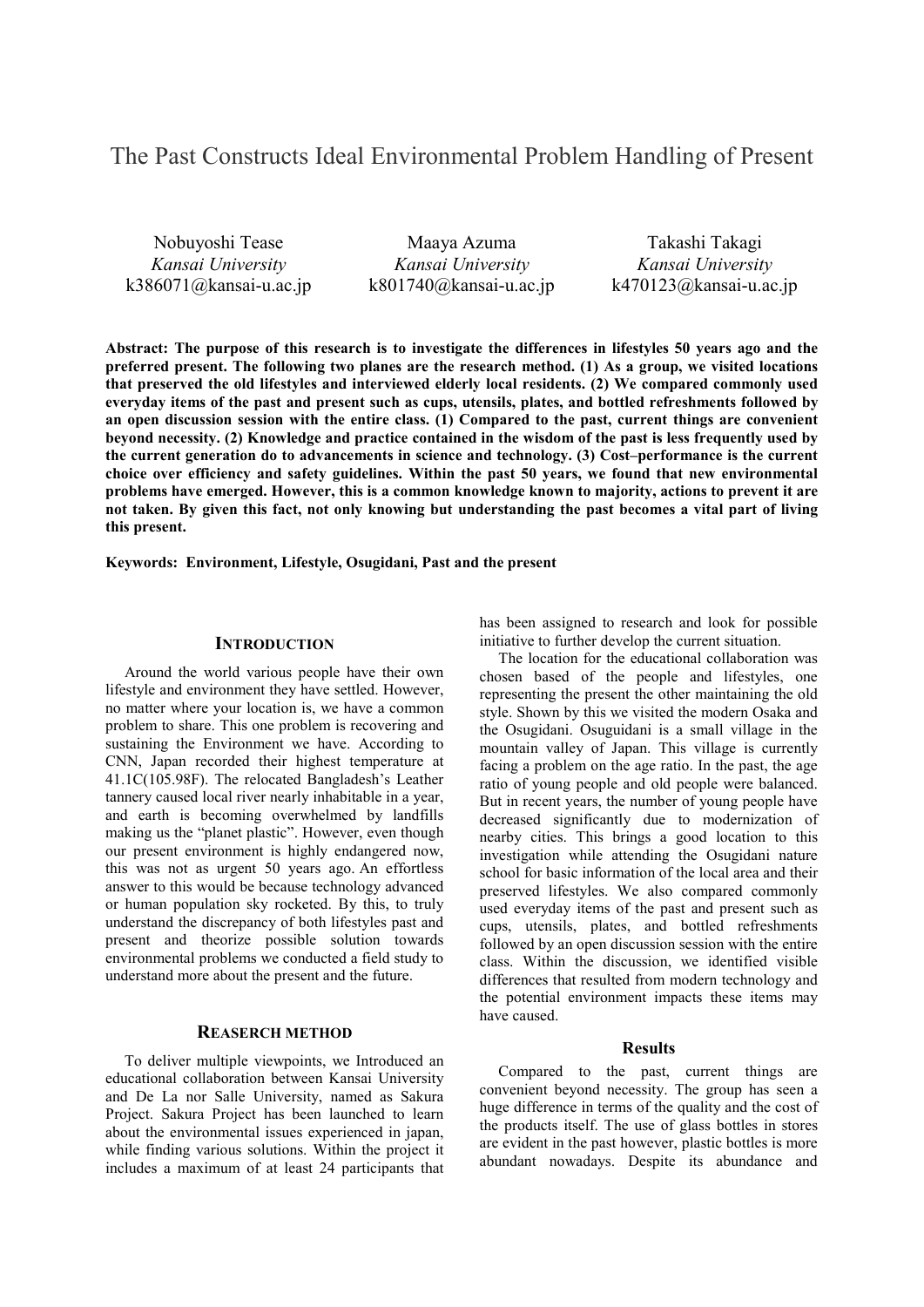# The Past Constructs Ideal Environmental Problem Handling of Present

Nobuyoshi Tease
*Kansai University*
k386071@kansai-u.ac.jp

Maaya Azuma
*Kansai University*
k801740@kansai-u.ac.jp

Takashi Takagi
*Kansai University*
k470123@kansai-u.ac.jp

**Abstract: The purpose of this research is to investigate the differences in lifestyles 50 years ago and the preferred present. The following two planes are the research method. (1) As a group, we visited locations that preserved the old lifestyles and interviewed elderly local residents. (2) We compared commonly used everyday items of the past and present such as cups, utensils, plates, and bottled refreshments followed by an open discussion session with the entire class. (1) Compared to the past, current things are convenient beyond necessity. (2) Knowledge and practice contained in the wisdom of the past is less frequently used by the current generation do to advancements in science and technology. (3) Cost–performance is the current choice over efficiency and safety guidelines. Within the past 50 years, we found that new environmental problems have emerged. However, this is a common knowledge known to majority, actions to prevent it are not taken. By given this fact, not only knowing but understanding the past becomes a vital part of living this present.**

**Keywords: Environment, Lifestyle, Osugidani, Past and the present**

## INTRODUCTION

Around the world various people have their own lifestyle and environment they have settled. However, no matter where your location is, we have a common problem to share. This one problem is recovering and sustaining the Environment we have. According to CNN, Japan recorded their highest temperature at 41.1C(105.98F). The relocated Bangladesh's Leather tannery caused local river nearly inhabitable in a year, and earth is becoming overwhelmed by landfills making us the "planet plastic". However, even though our present environment is highly endangered now, this was not as urgent 50 years ago. An effortless answer to this would be because technology advanced or human population sky rocketed. By this, to truly understand the discrepancy of both lifestyles past and present and theorize possible solution towards environmental problems we conducted a field study to understand more about the present and the future.

## REASERCH METHOD

To deliver multiple viewpoints, we Introduced an educational collaboration between Kansai University and De La nor Salle University, named as Sakura Project. Sakura Project has been launched to learn about the environmental issues experienced in japan, while finding various solutions. Within the project it includes a maximum of at least 24 participants that has been assigned to research and look for possible initiative to further develop the current situation.

The location for the educational collaboration was chosen based of the people and lifestyles, one representing the present the other maintaining the old style. Shown by this we visited the modern Osaka and the Osugidani. Osuguidani is a small village in the mountain valley of Japan. This village is currently facing a problem on the age ratio. In the past, the age ratio of young people and old people were balanced. But in recent years, the number of young people have decreased significantly due to modernization of nearby cities. This brings a good location to this investigation while attending the Osugidani nature school for basic information of the local area and their preserved lifestyles. We also compared commonly used everyday items of the past and present such as cups, utensils, plates, and bottled refreshments followed by an open discussion session with the entire class. Within the discussion, we identified visible differences that resulted from modern technology and the potential environment impacts these items may have caused.

### Results

Compared to the past, current things are convenient beyond necessity. The group has seen a huge difference in terms of the quality and the cost of the products itself. The use of glass bottles in stores are evident in the past however, plastic bottles is more abundant nowadays. Despite its abundance and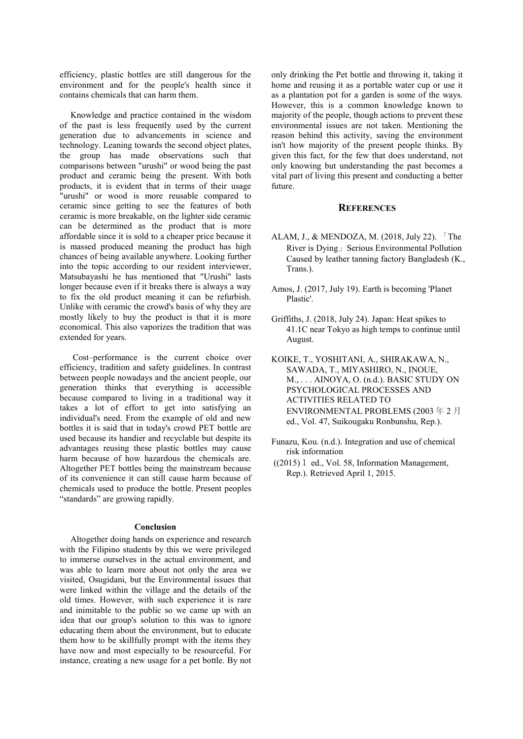efficiency, plastic bottles are still dangerous for the environment and for the people's health since it contains chemicals that can harm them.

Knowledge and practice contained in the wisdom of the past is less frequently used by the current generation due to advancements in science and technology. Leaning towards the second object plates, the group has made observations such that comparisons between "urushi" or wood being the past product and ceramic being the present. With both products, it is evident that in terms of their usage "urushi" or wood is more reusable compared to ceramic since getting to see the features of both ceramic is more breakable, on the lighter side ceramic can be determined as the product that is more affordable since it is sold to a cheaper price because it is massed produced meaning the product has high chances of being available anywhere. Looking further into the topic according to our resident interviewer, Matsubayashi he has mentioned that "Urushi" lasts longer because even if it breaks there is always a way to fix the old product meaning it can be refurbish. Unlike with ceramic the crowd's basis of why they are mostly likely to buy the product is that it is more economical. This also vaporizes the tradition that was extended for years.

Cost–performance is the current choice over efficiency, tradition and safety guidelines. In contrast between people nowadays and the ancient people, our generation thinks that everything is accessible because compared to living in a traditional way it takes a lot of effort to get into satisfying an individual's need. From the example of old and new bottles it is said that in today's crowd PET bottle are used because its handier and recyclable but despite its advantages reusing these plastic bottles may cause harm because of how hazardous the chemicals are. Altogether PET bottles being the mainstream because of its convenience it can still cause harm because of chemicals used to produce the bottle. Present peoples “standards” are growing rapidly.

### Conclusion

Altogether doing hands on experience and research with the Filipino students by this we were privileged to immerse ourselves in the actual environment, and was able to learn more about not only the area we visited, Osugidani, but the Environmental issues that were linked within the village and the details of the old times. However, with such experience it is rare and inimitable to the public so we came up with an idea that our group's solution to this was to ignore educating them about the environment, but to educate them how to be skillfully prompt with the items they have now and most especially to be resourceful. For instance, creating a new usage for a pet bottle. By not only drinking the Pet bottle and throwing it, taking it home and reusing it as a portable water cup or use it as a plantation pot for a garden is some of the ways. However, this is a common knowledge known to majority of the people, though actions to prevent these environmental issues are not taken. Mentioning the reason behind this activity, saving the environment isn't how majority of the present people thinks. By given this fact, for the few that does understand, not only knowing but understanding the past becomes a vital part of living this present and conducting a better future.

## References

ALAM, J., & MENDOZA, M. (2018, July 22). 「The River is Dying」Serious Environmental Pollution Caused by leather tanning factory Bangladesh (K., Trans.).

Amos, J. (2017, July 19). Earth is becoming 'Planet Plastic'.

Griffiths, J. (2018, July 24). Japan: Heat spikes to 41.1C near Tokyo as high temps to continue until August.

KOIKE, T., YOSHITANI, A., SHIRAKAWA, N., SAWADA, T., MIYASHIRO, N., INOUE, M., . . . AINOYA, O. (n.d.). BASIC STUDY ON PSYCHOLOGICAL PROCESSES AND ACTIVITIES RELATED TO ENVIRONMENTAL PROBLEMS (2003 年 2 月 ed., Vol. 47, Suikougaku Ronbunshu, Rep.).

Funazu, Kou. (n.d.). Integration and use of chemical risk information
((2015) 1 ed., Vol. 58, Information Management, Rep.). Retrieved April 1, 2015.